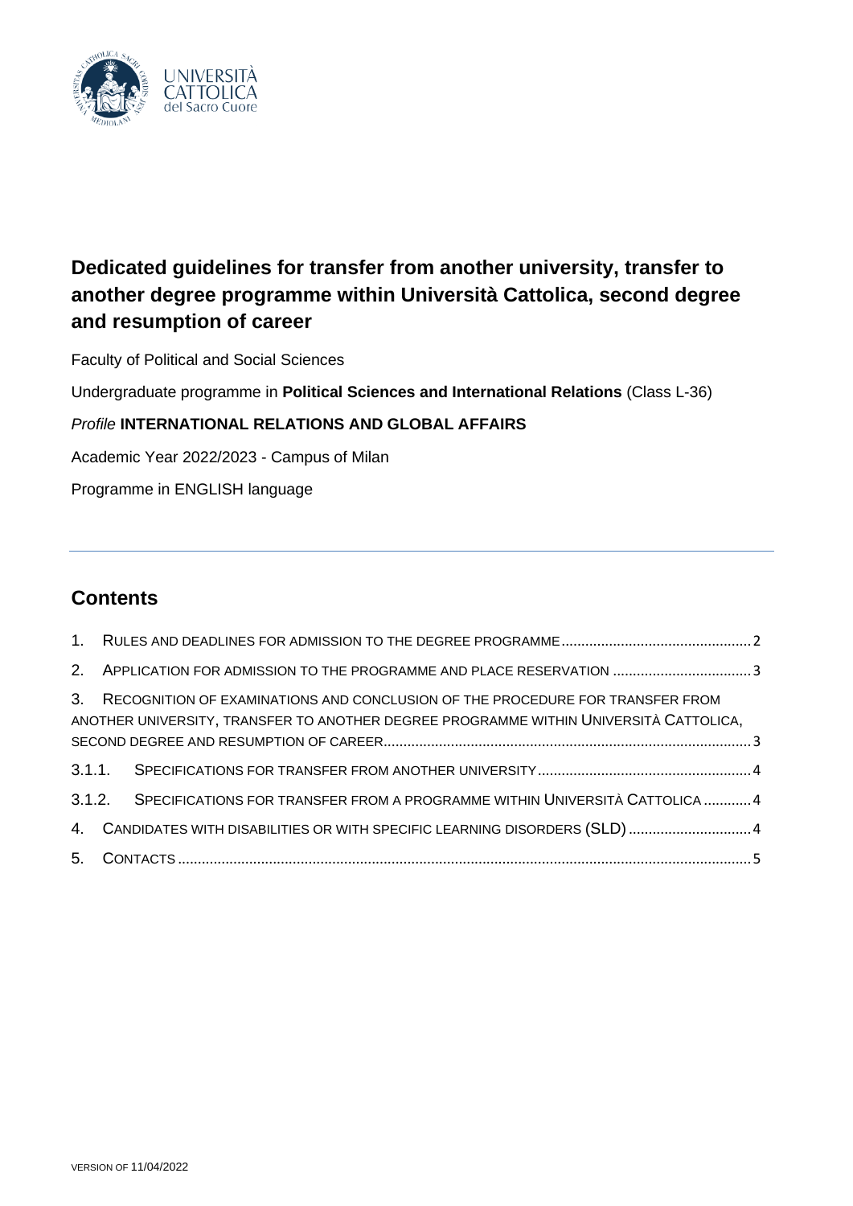# Dedicated guidelines for transfer from another university, transfer to another degree programme within Università Cattolica, second degree and resumption of career

Faculty of Political and Social Sciences

Undergraduate programme in **Political Sciences and International Relations** (Class L-36)

*Profile* **INTERNATIONAL RELATIONS AND GLOBAL AFFAIRS**

Academic Year 2022/2023 - Campus of Milan

Programme in ENGLISH language

---

## Contents

1. RULES AND DEADLINES FOR ADMISSION TO THE DEGREE PROGRAMME ........ 2
2. APPLICATION FOR ADMISSION TO THE PROGRAMME AND PLACE RESERVATION ........ 3
3. RECOGNITION OF EXAMINATIONS AND CONCLUSION OF THE PROCEDURE FOR TRANSFER FROM ANOTHER UNIVERSITY, TRANSFER TO ANOTHER DEGREE PROGRAMME WITHIN UNIVERSITÀ CATTOLICA, SECOND DEGREE AND RESUMPTION OF CAREER ........ 3

3.1.1. SPECIFICATIONS FOR TRANSFER FROM ANOTHER UNIVERSITY ........ 4

3.1.2. SPECIFICATIONS FOR TRANSFER FROM A PROGRAMME WITHIN UNIVERSITÀ CATTOLICA ........ 4

4. CANDIDATES WITH DISABILITIES OR WITH SPECIFIC LEARNING DISORDERS (SLD) ........ 4
5. CONTACTS ........ 5

VERSION OF 11/04/2022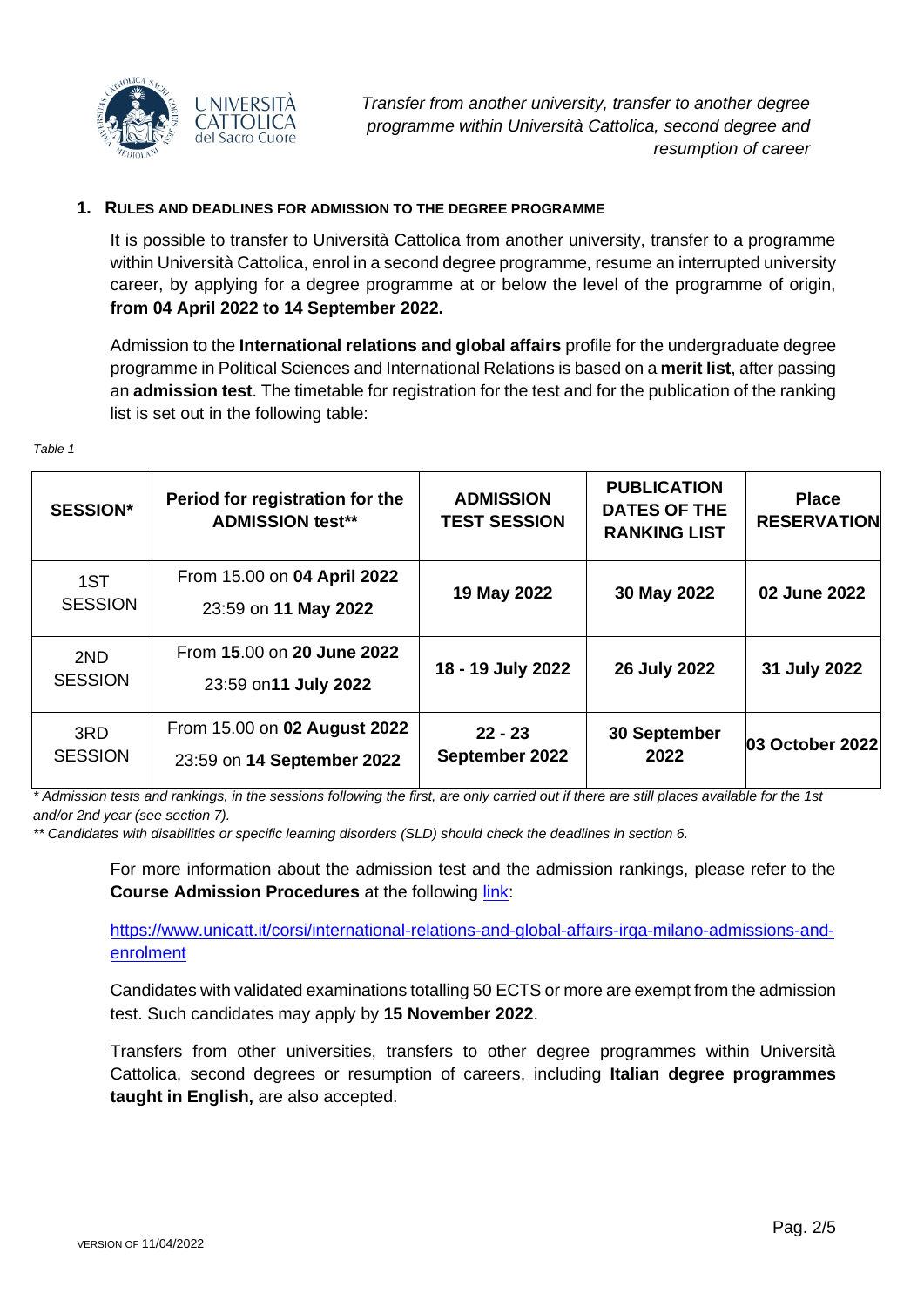## 1. RULES AND DEADLINES FOR ADMISSION TO THE DEGREE PROGRAMME

It is possible to transfer to Università Cattolica from another university, transfer to a programme within Università Cattolica, enrol in a second degree programme, resume an interrupted university career, by applying for a degree programme at or below the level of the programme of origin, **from 04 April 2022 to 14 September 2022.**

Admission to the **International relations and global affairs** profile for the undergraduate degree programme in Political Sciences and International Relations is based on a **merit list**, after passing an **admission test**. The timetable for registration for the test and for the publication of the ranking list is set out in the following table:

*Table 1*

| SESSION* | Period for registration for the ADMISSION test** | ADMISSION TEST SESSION | PUBLICATION DATES OF THE RANKING LIST | Place RESERVATION |
|---|---|---|---|---|
| 1ST SESSION | From 15.00 on **04 April 2022** 23:59 on **11 May 2022** | **19 May 2022** | **30 May 2022** | **02 June 2022** |
| 2ND SESSION | From **15**.00 on **20 June 2022** 23:59 on**11 July 2022** | **18 - 19 July 2022** | **26 July 2022** | **31 July 2022** |
| 3RD SESSION | From 15.00 on **02 August 2022** 23:59 on **14 September 2022** | **22 - 23 September 2022** | **30 September 2022** | **03 October 2022** |

*\* Admission tests and rankings, in the sessions following the first, are only carried out if there are still places available for the 1st and/or 2nd year (see section 7).*

*\*\* Candidates with disabilities or specific learning disorders (SLD) should check the deadlines in section 6.*

For more information about the admission test and the admission rankings, please refer to the **Course Admission Procedures** at the following link:

https://www.unicatt.it/corsi/international-relations-and-global-affairs-irga-milano-admissions-and-enrolment

Candidates with validated examinations totalling 50 ECTS or more are exempt from the admission test. Such candidates may apply by **15 November 2022**.

Transfers from other universities, transfers to other degree programmes within Università Cattolica, second degrees or resumption of careers, including **Italian degree programmes taught in English,** are also accepted.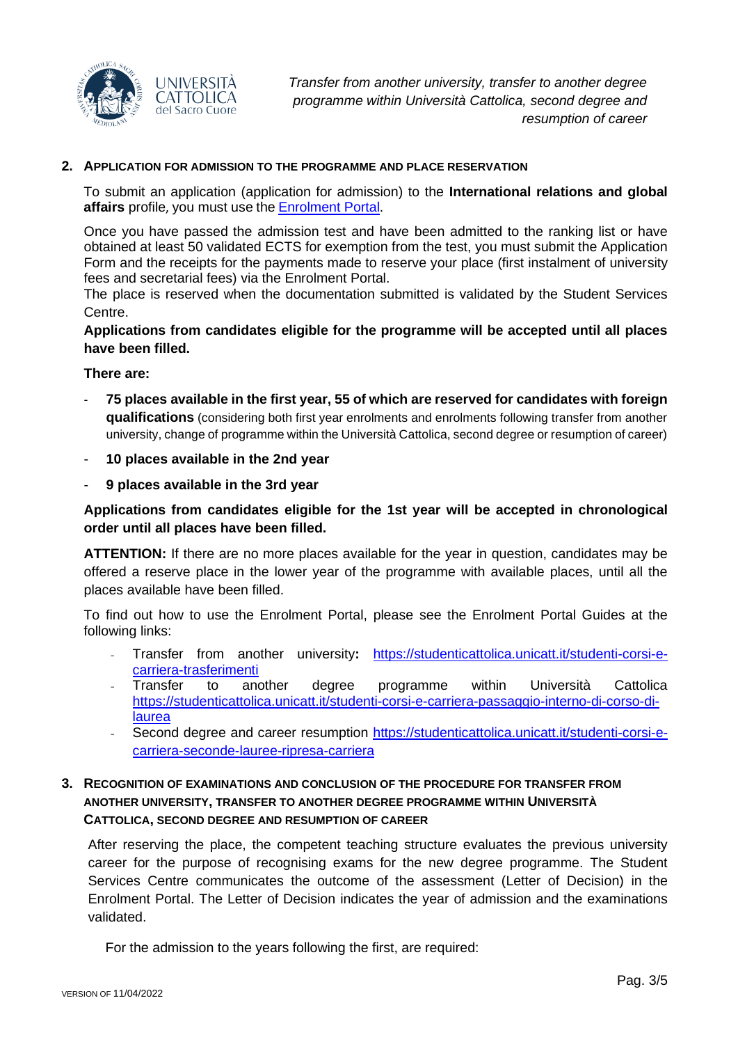## 2. APPLICATION FOR ADMISSION TO THE PROGRAMME AND PLACE RESERVATION

To submit an application (application for admission) to the **International relations and global affairs** profile*,* you must use the Enrolment Portal.

Once you have passed the admission test and have been admitted to the ranking list or have obtained at least 50 validated ECTS for exemption from the test, you must submit the Application Form and the receipts for the payments made to reserve your place (first instalment of university fees and secretarial fees) via the Enrolment Portal.
The place is reserved when the documentation submitted is validated by the Student Services Centre.

**Applications from candidates eligible for the programme will be accepted until all places have been filled.**

**There are:**

- **75 places available in the first year, 55 of which are reserved for candidates with foreign qualifications** (considering both first year enrolments and enrolments following transfer from another university, change of programme within the Università Cattolica, second degree or resumption of career)
- **10 places available in the 2nd year**
- **9 places available in the 3rd year**

**Applications from candidates eligible for the 1st year will be accepted in chronological order until all places have been filled.**

**ATTENTION:** If there are no more places available for the year in question, candidates may be offered a reserve place in the lower year of the programme with available places, until all the places available have been filled.

To find out how to use the Enrolment Portal, please see the Enrolment Portal Guides at the following links:

- Transfer from another university**:** https://studenticattolica.unicatt.it/studenti-corsi-e-carriera-trasferimenti
- Transfer to another degree programme within Università Cattolica https://studenticattolica.unicatt.it/studenti-corsi-e-carriera-passaggio-interno-di-corso-di-laurea
- Second degree and career resumption https://studenticattolica.unicatt.it/studenti-corsi-e-carriera-seconde-lauree-ripresa-carriera

## 3. RECOGNITION OF EXAMINATIONS AND CONCLUSION OF THE PROCEDURE FOR TRANSFER FROM ANOTHER UNIVERSITY, TRANSFER TO ANOTHER DEGREE PROGRAMME WITHIN UNIVERSITÀ CATTOLICA, SECOND DEGREE AND RESUMPTION OF CAREER

After reserving the place, the competent teaching structure evaluates the previous university career for the purpose of recognising exams for the new degree programme. The Student Services Centre communicates the outcome of the assessment (Letter of Decision) in the Enrolment Portal. The Letter of Decision indicates the year of admission and the examinations validated.

For the admission to the years following the first, are required: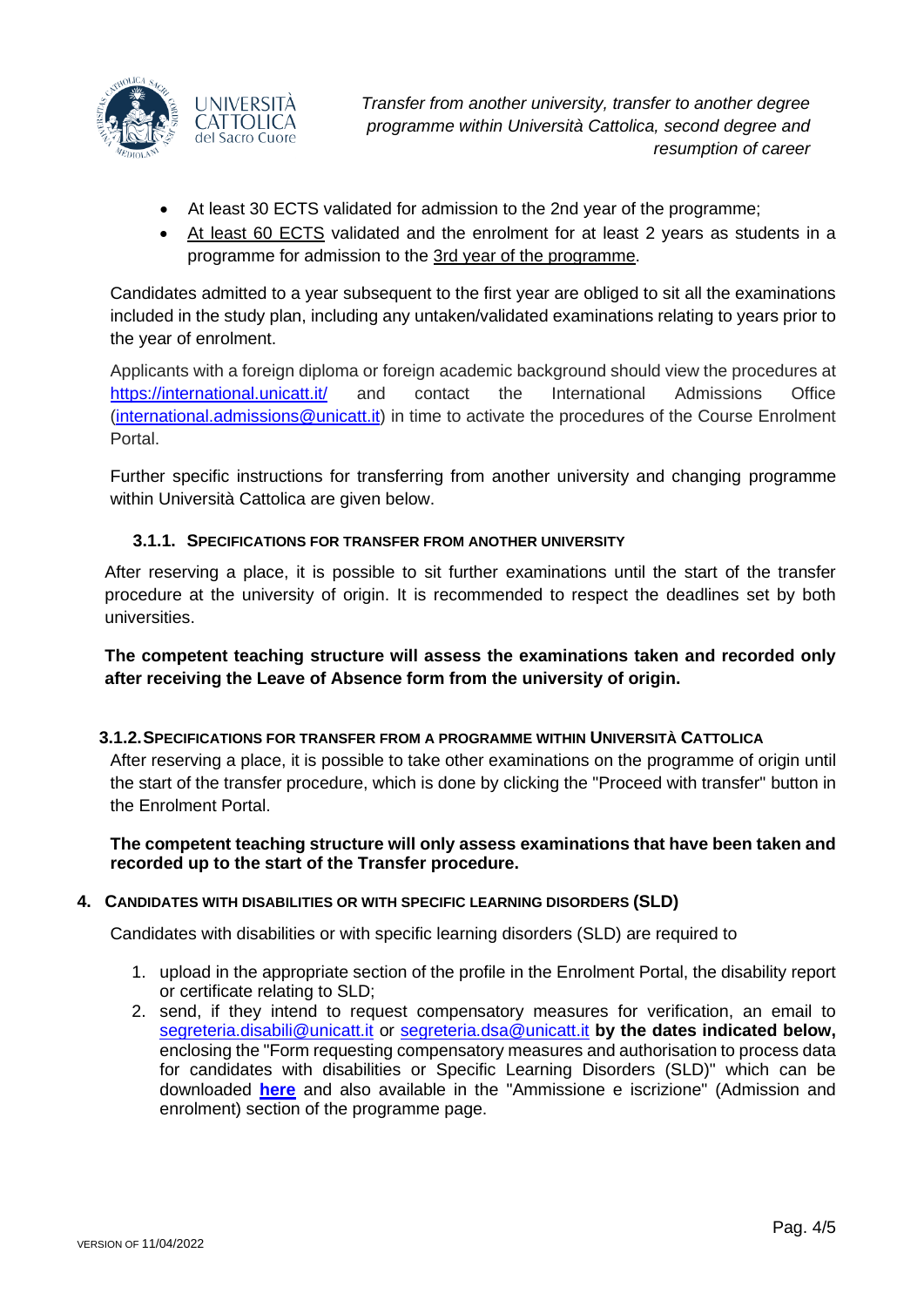- At least 30 ECTS validated for admission to the 2nd year of the programme;
- At least 60 ECTS validated and the enrolment for at least 2 years as students in a programme for admission to the 3rd year of the programme.

Candidates admitted to a year subsequent to the first year are obliged to sit all the examinations included in the study plan, including any untaken/validated examinations relating to years prior to the year of enrolment.

Applicants with a foreign diploma or foreign academic background should view the procedures at https://international.unicatt.it/ and contact the International Admissions Office (international.admissions@unicatt.it) in time to activate the procedures of the Course Enrolment Portal.

Further specific instructions for transferring from another university and changing programme within Università Cattolica are given below.

#### 3.1.1. Specifications for transfer from another university

After reserving a place, it is possible to sit further examinations until the start of the transfer procedure at the university of origin. It is recommended to respect the deadlines set by both universities.

**The competent teaching structure will assess the examinations taken and recorded only after receiving the Leave of Absence form from the university of origin.**

#### 3.1.2. Specifications for transfer from a programme within Università Cattolica

After reserving a place, it is possible to take other examinations on the programme of origin until the start of the transfer procedure, which is done by clicking the "Proceed with transfer" button in the Enrolment Portal.

**The competent teaching structure will only assess examinations that have been taken and recorded up to the start of the Transfer procedure.**

## 4. Candidates with disabilities or with specific learning disorders (SLD)

Candidates with disabilities or with specific learning disorders (SLD) are required to

1. upload in the appropriate section of the profile in the Enrolment Portal, the disability report or certificate relating to SLD;
2. send, if they intend to request compensatory measures for verification, an email to segreteria.disabili@unicatt.it or segreteria.dsa@unicatt.it **by the dates indicated below,** enclosing the "Form requesting compensatory measures and authorisation to process data for candidates with disabilities or Specific Learning Disorders (SLD)" which can be downloaded **here** and also available in the "Ammissione e iscrizione" (Admission and enrolment) section of the programme page.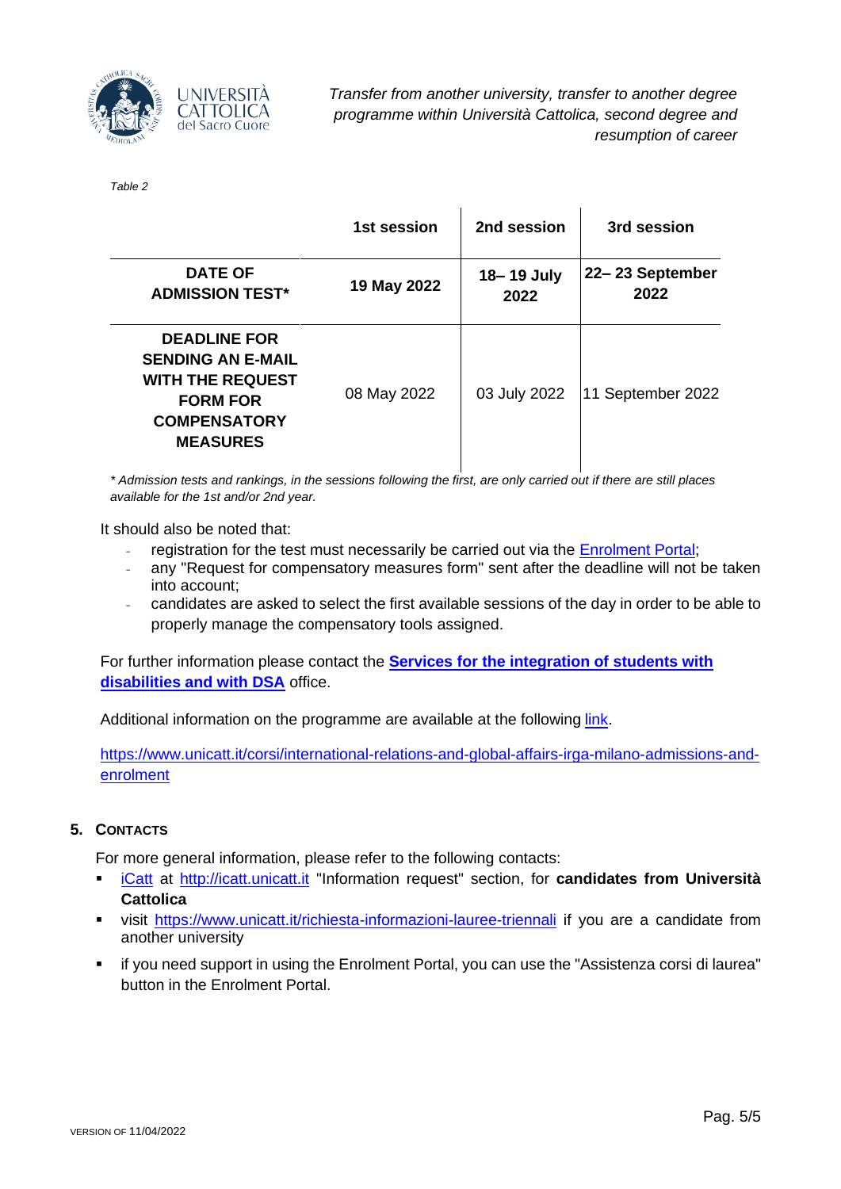*Table 2*

| | 1st session | 2nd session | 3rd session |
|---|---|---|---|
| **DATE OF ADMISSION TEST*** | **19 May 2022** | **18– 19 July 2022** | **22– 23 September 2022** |
| **DEADLINE FOR SENDING AN E-MAIL WITH THE REQUEST FORM FOR COMPENSATORY MEASURES** | 08 May 2022 | 03 July 2022 | 11 September 2022 |

*\* Admission tests and rankings, in the sessions following the first, are only carried out if there are still places available for the 1st and/or 2nd year.*

It should also be noted that:

- registration for the test must necessarily be carried out via the Enrolment Portal;
- any "Request for compensatory measures form" sent after the deadline will not be taken into account;
- candidates are asked to select the first available sessions of the day in order to be able to properly manage the compensatory tools assigned.

For further information please contact the **Services for the integration of students with disabilities and with DSA** office.

Additional information on the programme are available at the following link.

https://www.unicatt.it/corsi/international-relations-and-global-affairs-irga-milano-admissions-and-enrolment

## 5. Contacts

For more general information, please refer to the following contacts:

- iCatt at http://icatt.unicatt.it "Information request" section, for **candidates from Università Cattolica**
- visit https://www.unicatt.it/richiesta-informazioni-lauree-triennali if you are a candidate from another university
- if you need support in using the Enrolment Portal, you can use the "Assistenza corsi di laurea" button in the Enrolment Portal.

VERSION OF 11/04/2022